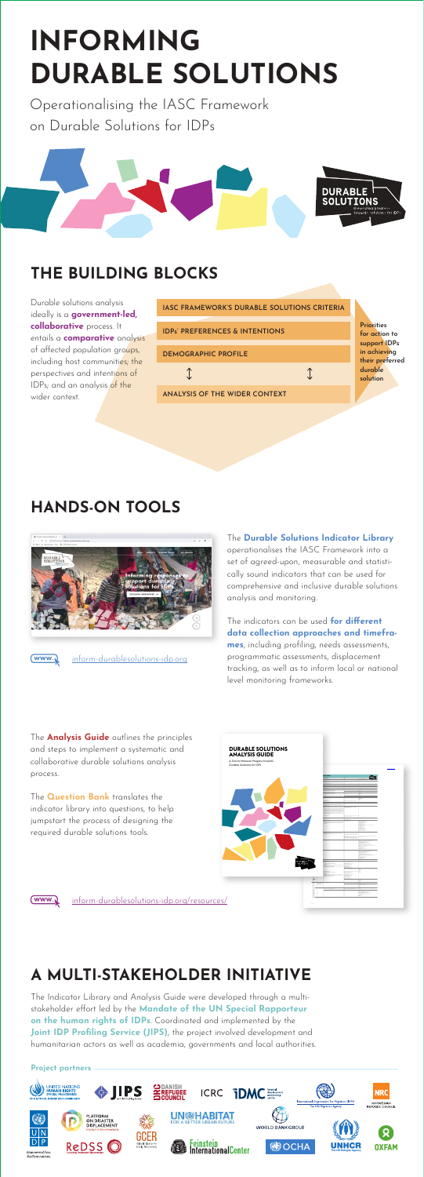# INFORMING DURABLE SOLUTIONS

Operationalising the IASC Framework on Durable Solutions for IDPs

DURABLE SOLUTIONS

## THE BUILDING BLOCKS

Durable solutions analysis ideally is a **government-led**, **collaborative** process. It entails a **comparative** analysis of affected population groups, including host communities; the perspectives and intentions of IDPs; and an analysis of the wider context.

- IASC FRAMEWORK'S DURABLE SOLUTIONS CRITERIA
- IDPs' PREFERENCES & INTENTIONS
- DEMOGRAPHIC PROFILE
- ANALYSIS OF THE WIDER CONTEXT

Priorities for action to support IDPs in achieving their preferred durable solution

## HANDS-ON TOOLS

The **Durable Solutions Indicator Library** operationalises the IASC Framework into a set of agreed-upon, measurable and statistically sound indicators that can be used for comprehensive and inclusive durable solutions analysis and monitoring.

The indicators can be used **for different data collection approaches and timeframes**, including profiling, needs assessments, programmatic assessments, displacement tracking, as well as to inform local or national level monitoring frameworks.

WWW. inform-durablesolutions-idp.org

The **Analysis Guide** outlines the principles and steps to implement a systematic and collaborative durable solutions analysis process.

The **Question Bank** translates the indicator library into questions, to help jumpstart the process of designing the required durable solutions tools.

DURABLE SOLUTIONS ANALYSIS GUIDE

A Tool to Measure Progress towards Durable Solutions for IDPs

WWW. inform-durablesolutions-idp.org/resources/

## A MULTI-STAKEHOLDER INITIATIVE

The Indicator Library and Analysis Guide were developed through a multi-stakeholder effort led by the **Mandate of the UN Special Rapporteur on the human rights of IDPs**. Coordinated and implemented by the **Joint IDP Profiling Service (JIPS)**, the project involved development and humanitarian actors as well as academia, governments and local authorities.

**Project partners**

United Nations Human Rights Special Procedures; JIPS; Danish Refugee Council; ICRC; IDMC; International Organization for Migration (IOM); NRC Norwegian Refugee Council; UNDP; Platform on Disaster Displacement; GCER; UN-Habitat; World Bank Group; UNHCR; Oxfam; ReDSS; Feinstein International Center; OCHA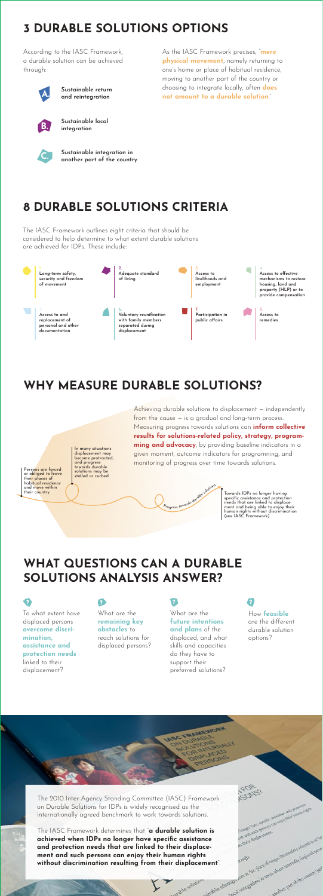# 3 DURABLE SOLUTIONS OPTIONS

According to the IASC Framework, a durable solution can be achieved through:

- **A.** **Sustainable return and reintegration**
- **B.** **Sustainable local integration**
- **C.** **Sustainable integration in another part of the country**

As the IASC Framework precises, "**mere physical movement**, namely returning to one's home or place of habitual residence, moving to another part of the country or choosing to integrate locally, often **does not amount to a durable solution**."

# 8 DURABLE SOLUTIONS CRITERIA

The IASC Framework outlines eight criteria that should be considered to help determine to what extent durable solutions are achieved for IDPs. These include:

1. **Long-term safety, security and freedom of movement**
2. **Adequate standard of living**
3. **Access to livelihoods and employment**
4. **Access to effective mechanisms to restore housing, land and property (HLP) or to provide compensation**
5. **Access to and replacement of personal and other documentation**
6. **Voluntary reunification with family members separated during displacement**
7. **Participation in public affairs**
8. **Access to remedies**

# WHY MEASURE DURABLE SOLUTIONS?

Achieving durable solutions to displacement — independently from the cause — is a gradual and long-term process. Measuring progress towards solutions can **inform collective results for solutions-related policy, strategy, programming and advocacy**, by providing baseline indicators in a given moment, outcome indicators for programming, and monitoring of progress over time towards solutions.

Persons are forced or obliged to leave their places of habitual residence and move within their country

In many situations displacement may become protracted, and progress towards durable solutions may be stalled or curbed.

Progress towards durable solutions

Towards IDPs no longer having specific assistance and protection needs that are linked to displacement and being able to enjoy their human rights without discrimination (see IASC Framework).

# WHAT QUESTIONS CAN A DURABLE SOLUTIONS ANALYSIS ANSWER?

- To what extent have displaced persons **overcome discrimination, assistance and protection needs** linked to their displacement?
- What are the **remaining key obstacles** to reach solutions for displaced persons?
- What are the **future intentions and plans** of the displaced, and what skills and capacities do they have to support their preferred solutions?
- How **feasible** are the different durable solution options?

The 2010 Inter-Agency Standing Committee (IASC) Framework on Durable Solutions for IDPs is widely recognised as the internationally agreed benchmark to work towards solutions.

The IASC Framework determines that "**a durable solution is achieved when IDPs no longer have specific assistance and protection needs that are linked to their displacement and such persons can enjoy their human rights without discrimination resulting from their displacement**".